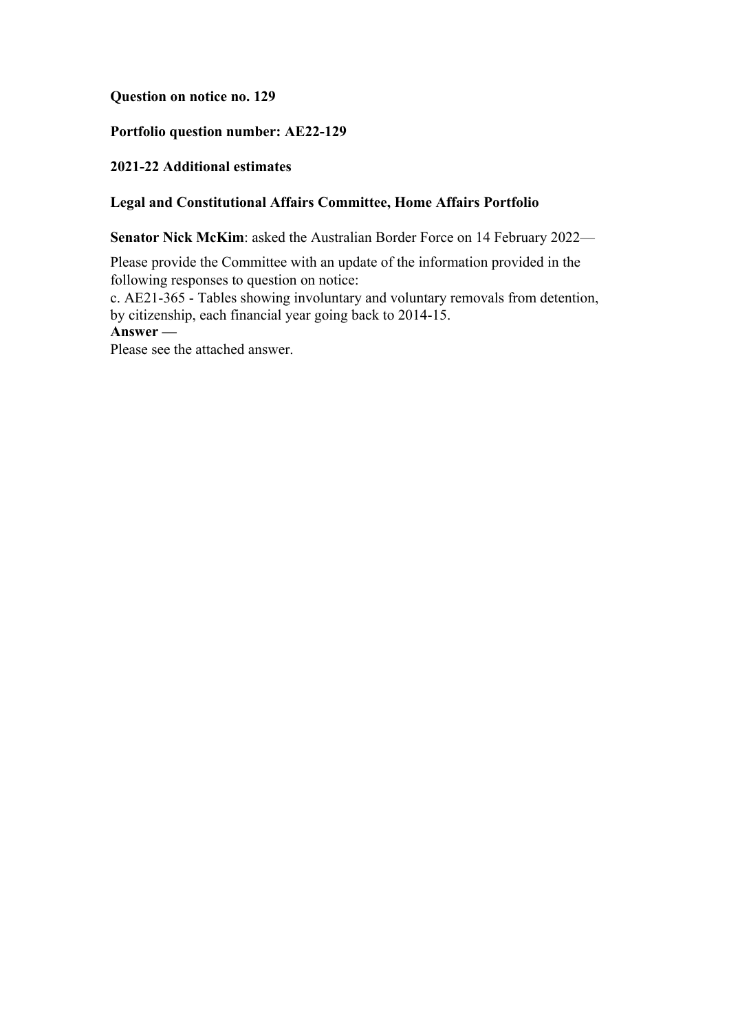**Question on notice no. 129**

**Portfolio question number: AE22-129**

**2021-22 Additional estimates**

**Legal and Constitutional Affairs Committee, Home Affairs Portfolio**

**Senator Nick McKim**: asked the Australian Border Force on 14 February 2022—

Please provide the Committee with an update of the information provided in the following responses to question on notice:
c. AE21-365 - Tables showing involuntary and voluntary removals from detention, by citizenship, each financial year going back to 2014-15.

**Answer —**

Please see the attached answer.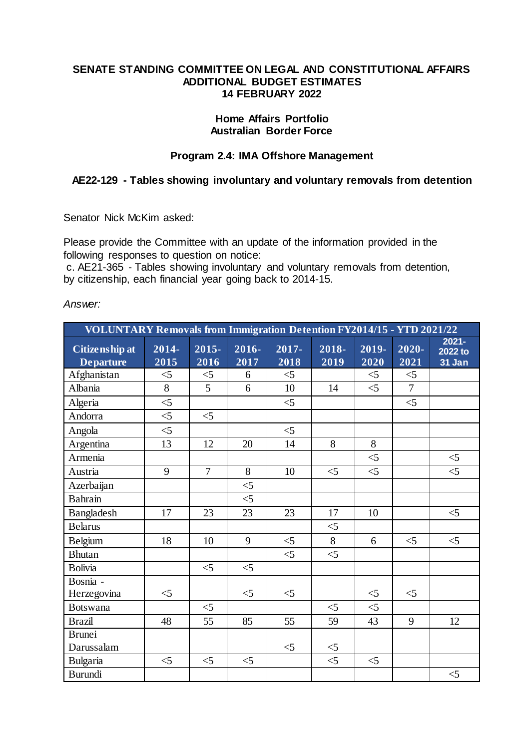**SENATE STANDING COMMITTEE ON LEGAL AND CONSTITUTIONAL AFFAIRS**
**ADDITIONAL BUDGET ESTIMATES**
**14 FEBRUARY 2022**

**Home Affairs Portfolio**
**Australian Border Force**

**Program 2.4: IMA Offshore Management**

**AE22-129 - Tables showing involuntary and voluntary removals from detention**

Senator Nick McKim asked:

Please provide the Committee with an update of the information provided in the following responses to question on notice:
c. AE21-365 - Tables showing involuntary and voluntary removals from detention, by citizenship, each financial year going back to 2014-15.

*Answer:*

| VOLUNTARY Removals from Immigration Detention FY2014/15 - YTD 2021/22 | | | | | | | | |
|---|---|---|---|---|---|---|---|---|
| Citizenship at Departure | 2014-2015 | 2015-2016 | 2016-2017 | 2017-2018 | 2018-2019 | 2019-2020 | 2020-2021 | 2021-2022 to 31 Jan |
| Afghanistan | <5 | <5 | 6 | <5 | | <5 | <5 | |
| Albania | 8 | 5 | 6 | 10 | 14 | <5 | 7 | |
| Algeria | <5 | | | <5 | | | <5 | |
| Andorra | <5 | <5 | | | | | | |
| Angola | <5 | | | <5 | | | | |
| Argentina | 13 | 12 | 20 | 14 | 8 | 8 | | |
| Armenia | | | | | | <5 | | <5 |
| Austria | 9 | 7 | 8 | 10 | <5 | <5 | | <5 |
| Azerbaijan | | | <5 | | | | | |
| Bahrain | | | <5 | | | | | |
| Bangladesh | 17 | 23 | 23 | 23 | 17 | 10 | | <5 |
| Belarus | | | | | <5 | | | |
| Belgium | 18 | 10 | 9 | <5 | 8 | 6 | <5 | <5 |
| Bhutan | | | | <5 | <5 | | | |
| Bolivia | | <5 | <5 | | | | | |
| Bosnia - Herzegovina | <5 | | <5 | <5 | | <5 | <5 | |
| Botswana | | <5 | | | <5 | <5 | | |
| Brazil | 48 | 55 | 85 | 55 | 59 | 43 | 9 | 12 |
| Brunei Darussalam | | | | <5 | <5 | | | |
| Bulgaria | <5 | <5 | <5 | | <5 | <5 | | |
| Burundi | | | | | | | | <5 |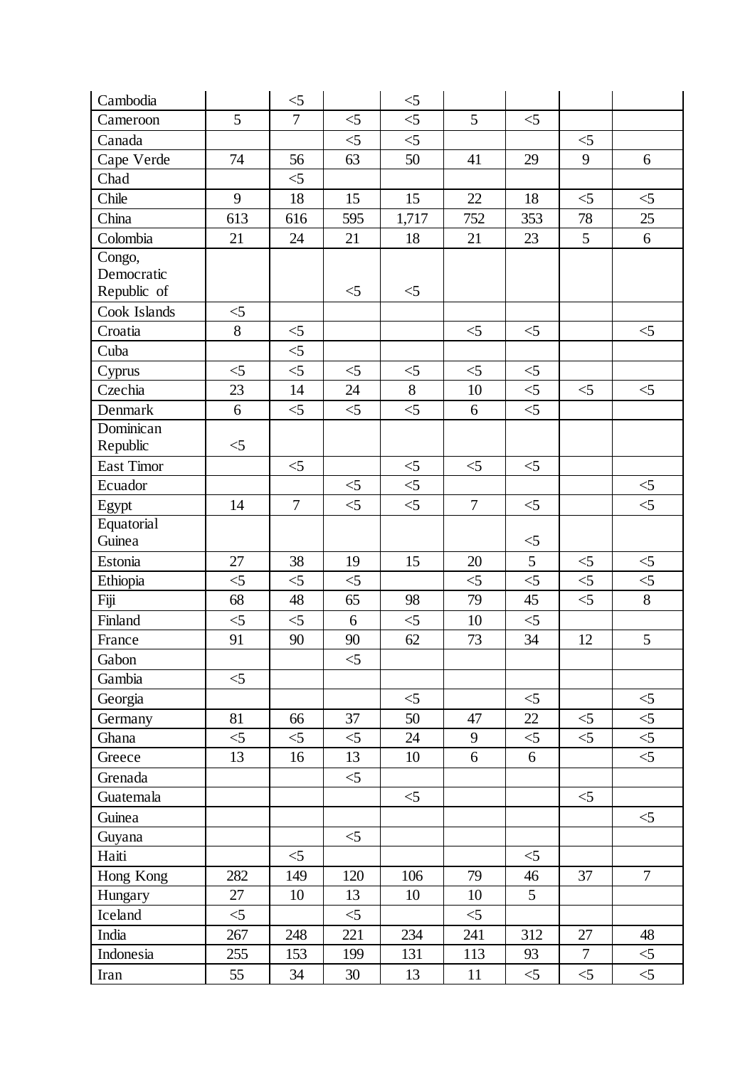| | | | | | | | | |
|---|---|---|---|---|---|---|---|---|
| Cambodia | | <5 | | <5 | | | | |
| Cameroon | 5 | 7 | <5 | <5 | 5 | <5 | | |
| Canada | | | <5 | <5 | | | <5 | |
| Cape Verde | 74 | 56 | 63 | 50 | 41 | 29 | 9 | 6 |
| Chad | | <5 | | | | | | |
| Chile | 9 | 18 | 15 | 15 | 22 | 18 | <5 | <5 |
| China | 613 | 616 | 595 | 1,717 | 752 | 353 | 78 | 25 |
| Colombia | 21 | 24 | 21 | 18 | 21 | 23 | 5 | 6 |
| Congo, Democratic Republic of | | | <5 | <5 | | | | |
| Cook Islands | <5 | | | | | | | |
| Croatia | 8 | <5 | | | <5 | <5 | | <5 |
| Cuba | | <5 | | | | | | |
| Cyprus | <5 | <5 | <5 | <5 | <5 | <5 | | |
| Czechia | 23 | 14 | 24 | 8 | 10 | <5 | <5 | <5 |
| Denmark | 6 | <5 | <5 | <5 | 6 | <5 | | |
| Dominican Republic | <5 | | | | | | | |
| East Timor | | <5 | | <5 | <5 | <5 | | |
| Ecuador | | | <5 | <5 | | | | <5 |
| Egypt | 14 | 7 | <5 | <5 | 7 | <5 | | <5 |
| Equatorial Guinea | | | | | | <5 | | |
| Estonia | 27 | 38 | 19 | 15 | 20 | 5 | <5 | <5 |
| Ethiopia | <5 | <5 | <5 | | <5 | <5 | <5 | <5 |
| Fiji | 68 | 48 | 65 | 98 | 79 | 45 | <5 | 8 |
| Finland | <5 | <5 | 6 | <5 | 10 | <5 | | |
| France | 91 | 90 | 90 | 62 | 73 | 34 | 12 | 5 |
| Gabon | | | <5 | | | | | |
| Gambia | <5 | | | | | | | |
| Georgia | | | | <5 | | <5 | | <5 |
| Germany | 81 | 66 | 37 | 50 | 47 | 22 | <5 | <5 |
| Ghana | <5 | <5 | <5 | 24 | 9 | <5 | <5 | <5 |
| Greece | 13 | 16 | 13 | 10 | 6 | 6 | | <5 |
| Grenada | | | <5 | | | | | |
| Guatemala | | | | <5 | | | <5 | |
| Guinea | | | | | | | | <5 |
| Guyana | | | <5 | | | | | |
| Haiti | | <5 | | | | <5 | | |
| Hong Kong | 282 | 149 | 120 | 106 | 79 | 46 | 37 | 7 |
| Hungary | 27 | 10 | 13 | 10 | 10 | 5 | | |
| Iceland | <5 | | <5 | | <5 | | | |
| India | 267 | 248 | 221 | 234 | 241 | 312 | 27 | 48 |
| Indonesia | 255 | 153 | 199 | 131 | 113 | 93 | 7 | <5 |
| Iran | 55 | 34 | 30 | 13 | 11 | <5 | <5 | <5 |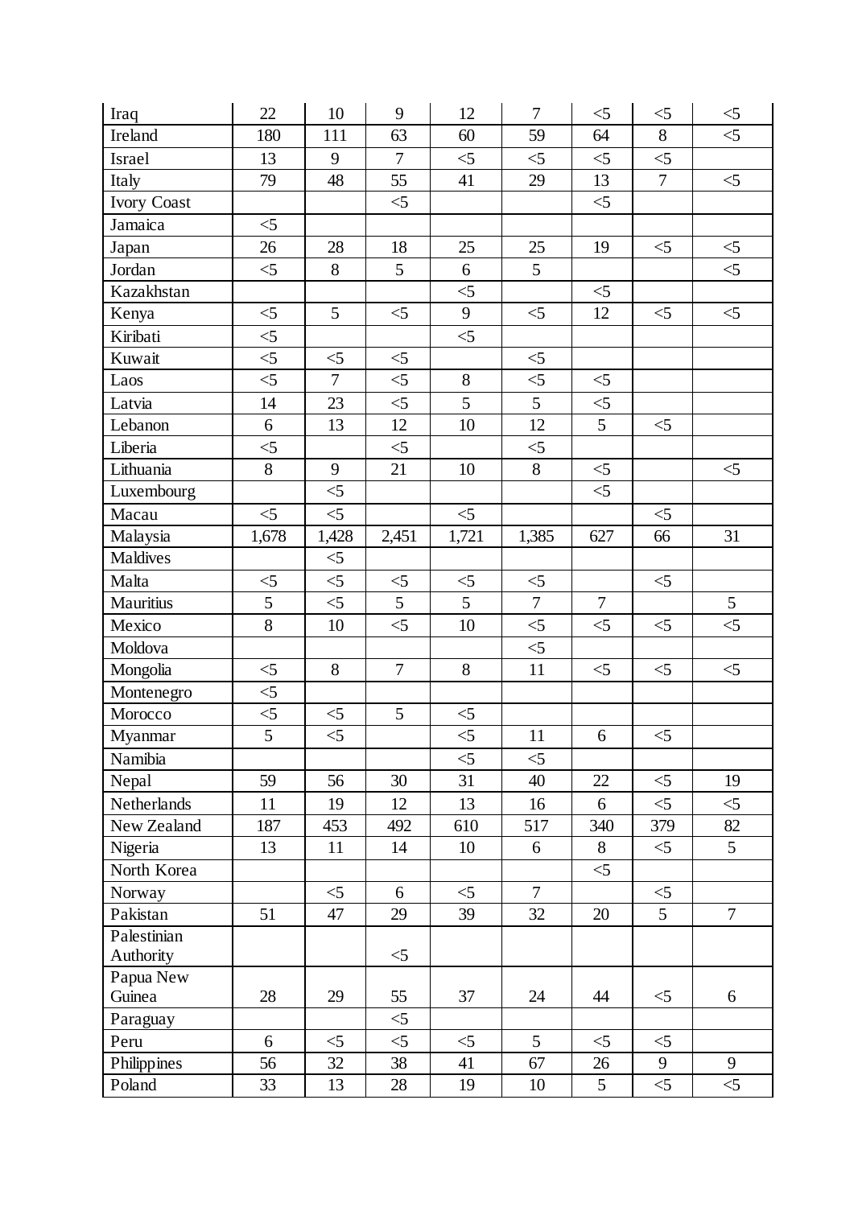| | | | | | | | | |
|---|---|---|---|---|---|---|---|---|
| Iraq | 22 | 10 | 9 | 12 | 7 | <5 | <5 | <5 |
| Ireland | 180 | 111 | 63 | 60 | 59 | 64 | 8 | <5 |
| Israel | 13 | 9 | 7 | <5 | <5 | <5 | <5 | |
| Italy | 79 | 48 | 55 | 41 | 29 | 13 | 7 | <5 |
| Ivory Coast | | | <5 | | | <5 | | |
| Jamaica | <5 | | | | | | | |
| Japan | 26 | 28 | 18 | 25 | 25 | 19 | <5 | <5 |
| Jordan | <5 | 8 | 5 | 6 | 5 | | | <5 |
| Kazakhstan | | | | <5 | | <5 | | |
| Kenya | <5 | 5 | <5 | 9 | <5 | 12 | <5 | <5 |
| Kiribati | <5 | | | <5 | | | | |
| Kuwait | <5 | <5 | <5 | | <5 | | | |
| Laos | <5 | 7 | <5 | 8 | <5 | <5 | | |
| Latvia | 14 | 23 | <5 | 5 | 5 | <5 | | |
| Lebanon | 6 | 13 | 12 | 10 | 12 | 5 | <5 | |
| Liberia | <5 | | <5 | | <5 | | | |
| Lithuania | 8 | 9 | 21 | 10 | 8 | <5 | | <5 |
| Luxembourg | | <5 | | | | <5 | | |
| Macau | <5 | <5 | | <5 | | | <5 | |
| Malaysia | 1,678 | 1,428 | 2,451 | 1,721 | 1,385 | 627 | 66 | 31 |
| Maldives | | <5 | | | | | | |
| Malta | <5 | <5 | <5 | <5 | <5 | | <5 | |
| Mauritius | 5 | <5 | 5 | 5 | 7 | 7 | | 5 |
| Mexico | 8 | 10 | <5 | 10 | <5 | <5 | <5 | <5 |
| Moldova | | | | | <5 | | | |
| Mongolia | <5 | 8 | 7 | 8 | 11 | <5 | <5 | <5 |
| Montenegro | <5 | | | | | | | |
| Morocco | <5 | <5 | 5 | <5 | | | | |
| Myanmar | 5 | <5 | | <5 | 11 | 6 | <5 | |
| Namibia | | | | <5 | <5 | | | |
| Nepal | 59 | 56 | 30 | 31 | 40 | 22 | <5 | 19 |
| Netherlands | 11 | 19 | 12 | 13 | 16 | 6 | <5 | <5 |
| New Zealand | 187 | 453 | 492 | 610 | 517 | 340 | 379 | 82 |
| Nigeria | 13 | 11 | 14 | 10 | 6 | 8 | <5 | 5 |
| North Korea | | | | | | <5 | | |
| Norway | | <5 | 6 | <5 | 7 | | <5 | |
| Pakistan | 51 | 47 | 29 | 39 | 32 | 20 | 5 | 7 |
| Palestinian Authority | | | <5 | | | | | |
| Papua New Guinea | 28 | 29 | 55 | 37 | 24 | 44 | <5 | 6 |
| Paraguay | | | <5 | | | | | |
| Peru | 6 | <5 | <5 | <5 | 5 | <5 | <5 | |
| Philippines | 56 | 32 | 38 | 41 | 67 | 26 | 9 | 9 |
| Poland | 33 | 13 | 28 | 19 | 10 | 5 | <5 | <5 |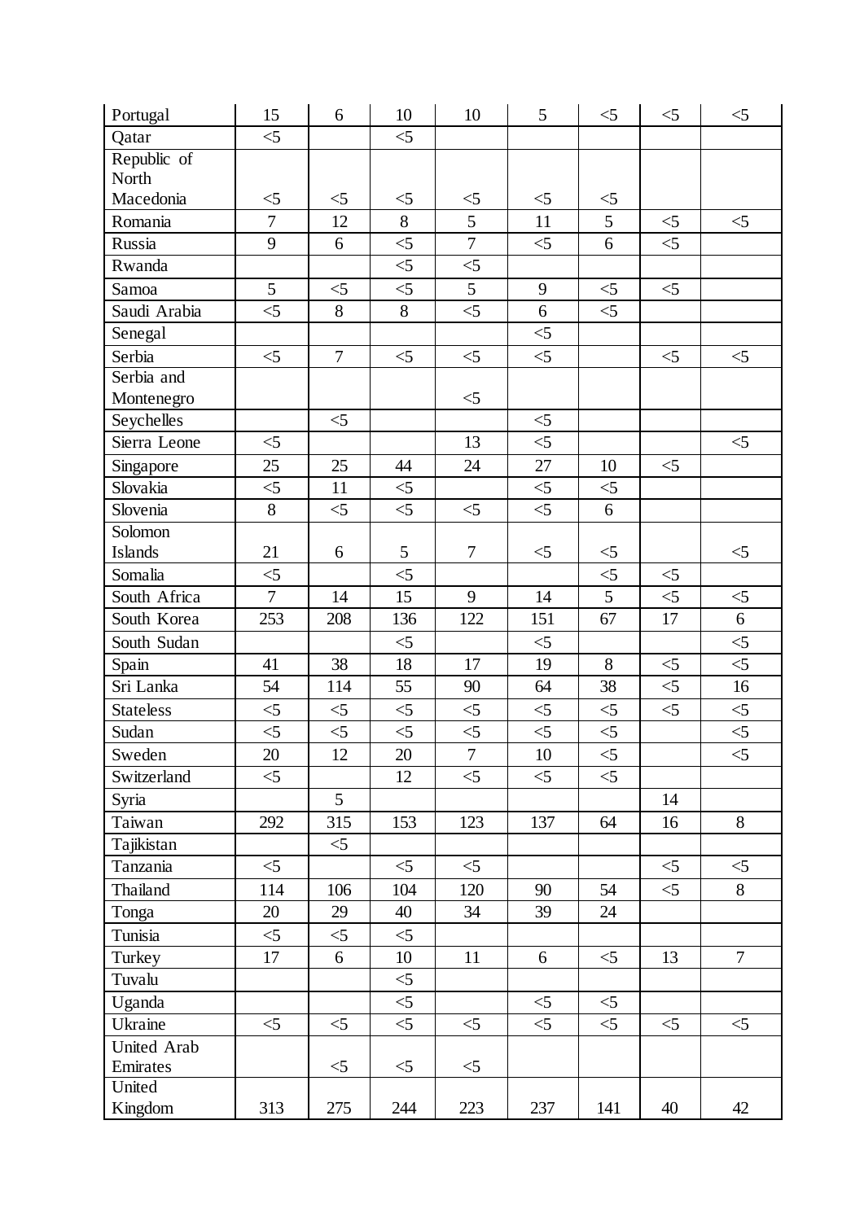| | | | | | | | | |
|---|---|---|---|---|---|---|---|---|
| Portugal | 15 | 6 | 10 | 10 | 5 | <5 | <5 | <5 |
| Qatar | <5 | | <5 | | | | | |
| Republic of North Macedonia | <5 | <5 | <5 | <5 | <5 | <5 | | |
| Romania | 7 | 12 | 8 | 5 | 11 | 5 | <5 | <5 |
| Russia | 9 | 6 | <5 | 7 | <5 | 6 | <5 | |
| Rwanda | | | <5 | <5 | | | | |
| Samoa | 5 | <5 | <5 | 5 | 9 | <5 | <5 | |
| Saudi Arabia | <5 | 8 | 8 | <5 | 6 | <5 | | |
| Senegal | | | | | <5 | | | |
| Serbia | <5 | 7 | <5 | <5 | <5 | | <5 | <5 |
| Serbia and Montenegro | | | | <5 | | | | |
| Seychelles | | <5 | | | <5 | | | |
| Sierra Leone | <5 | | | 13 | <5 | | | <5 |
| Singapore | 25 | 25 | 44 | 24 | 27 | 10 | <5 | |
| Slovakia | <5 | 11 | <5 | | <5 | <5 | | |
| Slovenia | 8 | <5 | <5 | <5 | <5 | 6 | | |
| Solomon Islands | 21 | 6 | 5 | 7 | <5 | <5 | | <5 |
| Somalia | <5 | | <5 | | | <5 | <5 | |
| South Africa | 7 | 14 | 15 | 9 | 14 | 5 | <5 | <5 |
| South Korea | 253 | 208 | 136 | 122 | 151 | 67 | 17 | 6 |
| South Sudan | | | <5 | | <5 | | | <5 |
| Spain | 41 | 38 | 18 | 17 | 19 | 8 | <5 | <5 |
| Sri Lanka | 54 | 114 | 55 | 90 | 64 | 38 | <5 | 16 |
| Stateless | <5 | <5 | <5 | <5 | <5 | <5 | <5 | <5 |
| Sudan | <5 | <5 | <5 | <5 | <5 | <5 | | <5 |
| Sweden | 20 | 12 | 20 | 7 | 10 | <5 | | <5 |
| Switzerland | <5 | | 12 | <5 | <5 | <5 | | |
| Syria | | 5 | | | | | 14 | |
| Taiwan | 292 | 315 | 153 | 123 | 137 | 64 | 16 | 8 |
| Tajikistan | | <5 | | | | | | |
| Tanzania | <5 | | <5 | <5 | | | <5 | <5 |
| Thailand | 114 | 106 | 104 | 120 | 90 | 54 | <5 | 8 |
| Tonga | 20 | 29 | 40 | 34 | 39 | 24 | | |
| Tunisia | <5 | <5 | <5 | | | | | |
| Turkey | 17 | 6 | 10 | 11 | 6 | <5 | 13 | 7 |
| Tuvalu | | | <5 | | | | | |
| Uganda | | | <5 | | <5 | <5 | | |
| Ukraine | <5 | <5 | <5 | <5 | <5 | <5 | <5 | <5 |
| United Arab Emirates | | <5 | <5 | <5 | | | | |
| United Kingdom | 313 | 275 | 244 | 223 | 237 | 141 | 40 | 42 |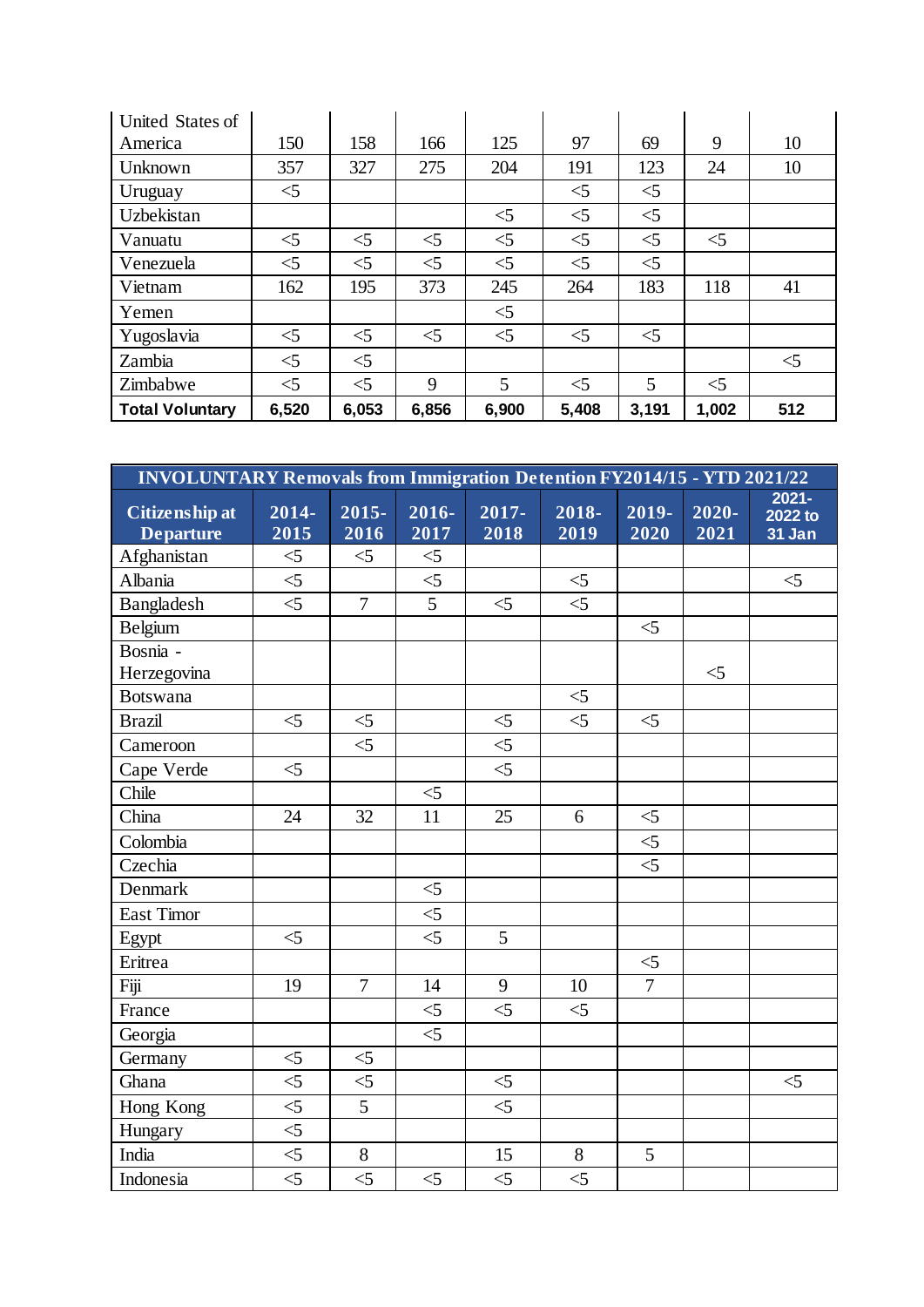| | | | | | | | | |
|---|---|---|---|---|---|---|---|---|
| United States of America | 150 | 158 | 166 | 125 | 97 | 69 | 9 | 10 |
| Unknown | 357 | 327 | 275 | 204 | 191 | 123 | 24 | 10 |
| Uruguay | <5 | | | | <5 | <5 | | |
| Uzbekistan | | | | <5 | <5 | <5 | | |
| Vanuatu | <5 | <5 | <5 | <5 | <5 | <5 | <5 | |
| Venezuela | <5 | <5 | <5 | <5 | <5 | <5 | | |
| Vietnam | 162 | 195 | 373 | 245 | 264 | 183 | 118 | 41 |
| Yemen | | | | <5 | | | | |
| Yugoslavia | <5 | <5 | <5 | <5 | <5 | <5 | | |
| Zambia | <5 | <5 | | | | | | <5 |
| Zimbabwe | <5 | <5 | 9 | 5 | <5 | 5 | <5 | |
| **Total Voluntary** | **6,520** | **6,053** | **6,856** | **6,900** | **5,408** | **3,191** | **1,002** | **512** |

| INVOLUNTARY Removals from Immigration Detention FY2014/15 - YTD 2021/22 | | | | | | | | |
|---|---|---|---|---|---|---|---|---|
| **Citizenship at Departure** | **2014-2015** | **2015-2016** | **2016-2017** | **2017-2018** | **2018-2019** | **2019-2020** | **2020-2021** | **2021-2022 to 31 Jan** |
| Afghanistan | <5 | <5 | <5 | | | | | |
| Albania | <5 | | <5 | | <5 | | | <5 |
| Bangladesh | <5 | 7 | 5 | <5 | <5 | | | |
| Belgium | | | | | | <5 | | |
| Bosnia - Herzegovina | | | | | | | <5 | |
| Botswana | | | | | <5 | | | |
| Brazil | <5 | <5 | | <5 | <5 | <5 | | |
| Cameroon | | <5 | | <5 | | | | |
| Cape Verde | <5 | | | <5 | | | | |
| Chile | | | <5 | | | | | |
| China | 24 | 32 | 11 | 25 | 6 | <5 | | |
| Colombia | | | | | | <5 | | |
| Czechia | | | | | | <5 | | |
| Denmark | | | <5 | | | | | |
| East Timor | | | <5 | | | | | |
| Egypt | <5 | | <5 | 5 | | | | |
| Eritrea | | | | | | <5 | | |
| Fiji | 19 | 7 | 14 | 9 | 10 | 7 | | |
| France | | | <5 | <5 | <5 | | | |
| Georgia | | | <5 | | | | | |
| Germany | <5 | <5 | | | | | | |
| Ghana | <5 | <5 | | <5 | | | | <5 |
| Hong Kong | <5 | 5 | | <5 | | | | |
| Hungary | <5 | | | | | | | |
| India | <5 | 8 | | 15 | 8 | 5 | | |
| Indonesia | <5 | <5 | <5 | <5 | <5 | | | |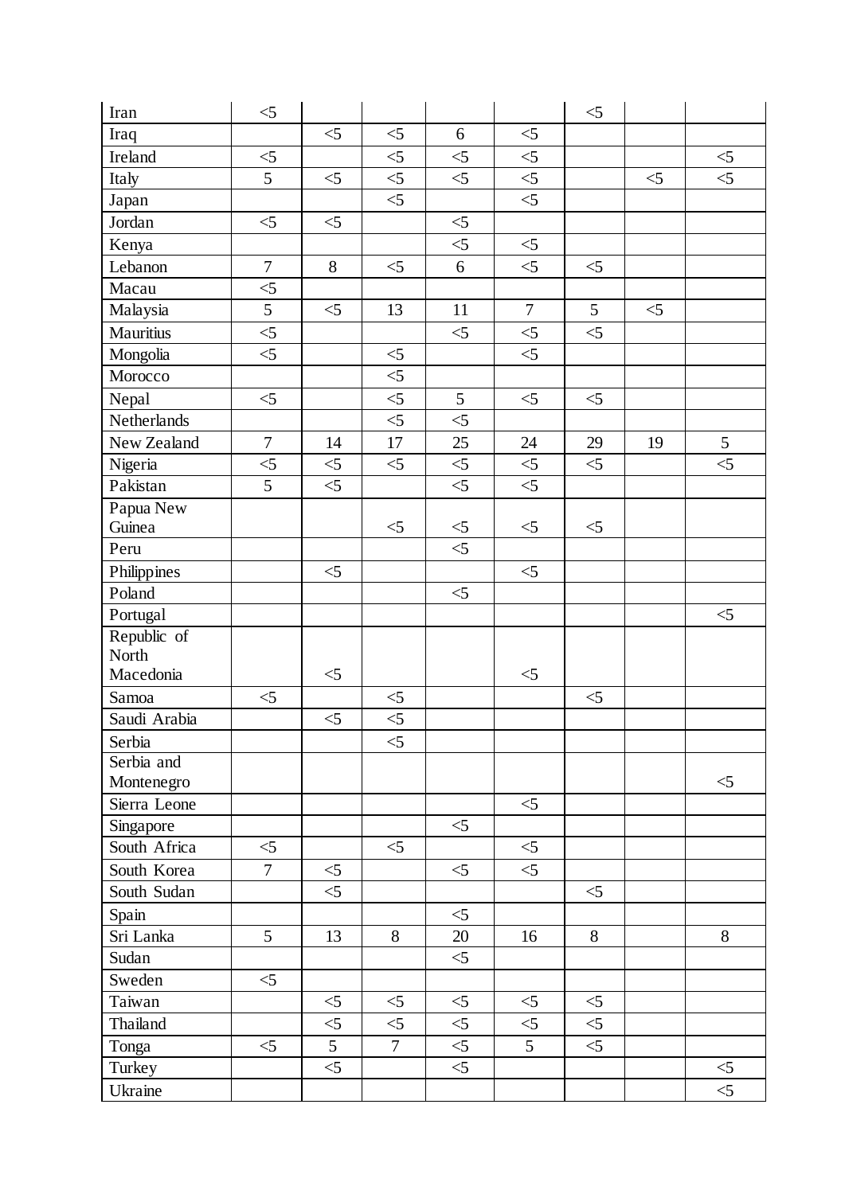| | | | | | | | | |
|---|---|---|---|---|---|---|---|---|
| Iran | <5 | | | | | <5 | | |
| Iraq | | <5 | <5 | 6 | <5 | | | |
| Ireland | <5 | | <5 | <5 | <5 | | | <5 |
| Italy | 5 | <5 | <5 | <5 | <5 | | <5 | <5 |
| Japan | | | <5 | | <5 | | | |
| Jordan | <5 | <5 | | <5 | | | | |
| Kenya | | | | <5 | <5 | | | |
| Lebanon | 7 | 8 | <5 | 6 | <5 | <5 | | |
| Macau | <5 | | | | | | | |
| Malaysia | 5 | <5 | 13 | 11 | 7 | 5 | <5 | |
| Mauritius | <5 | | | <5 | <5 | <5 | | |
| Mongolia | <5 | | <5 | | <5 | | | |
| Morocco | | | <5 | | | | | |
| Nepal | <5 | | <5 | 5 | <5 | <5 | | |
| Netherlands | | | <5 | <5 | | | | |
| New Zealand | 7 | 14 | 17 | 25 | 24 | 29 | 19 | 5 |
| Nigeria | <5 | <5 | <5 | <5 | <5 | <5 | | <5 |
| Pakistan | 5 | <5 | | <5 | <5 | | | |
| Papua New Guinea | | | <5 | <5 | <5 | <5 | | |
| Peru | | | | <5 | | | | |
| Philippines | | <5 | | | <5 | | | |
| Poland | | | | <5 | | | | |
| Portugal | | | | | | | | <5 |
| Republic of North Macedonia | | <5 | | | <5 | | | |
| Samoa | <5 | | <5 | | | <5 | | |
| Saudi Arabia | | <5 | <5 | | | | | |
| Serbia | | | <5 | | | | | |
| Serbia and Montenegro | | | | | | | | <5 |
| Sierra Leone | | | | | <5 | | | |
| Singapore | | | | <5 | | | | |
| South Africa | <5 | | <5 | | <5 | | | |
| South Korea | 7 | <5 | | <5 | <5 | | | |
| South Sudan | | <5 | | | | <5 | | |
| Spain | | | | <5 | | | | |
| Sri Lanka | 5 | 13 | 8 | 20 | 16 | 8 | | 8 |
| Sudan | | | | <5 | | | | |
| Sweden | <5 | | | | | | | |
| Taiwan | | <5 | <5 | <5 | <5 | <5 | | |
| Thailand | | <5 | <5 | <5 | <5 | <5 | | |
| Tonga | <5 | 5 | 7 | <5 | 5 | <5 | | |
| Turkey | | <5 | | <5 | | | | <5 |
| Ukraine | | | | | | | | <5 |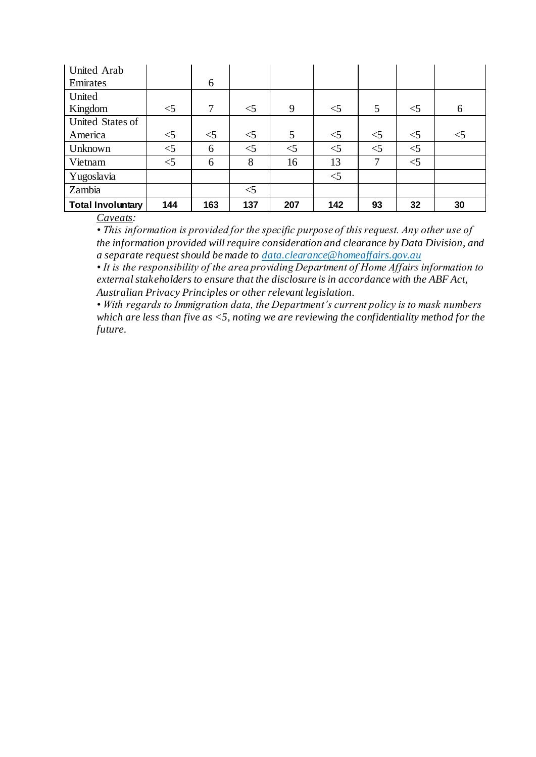| | | | | | | | | |
|---|---|---|---|---|---|---|---|---|
| United Arab Emirates | | 6 | | | | | | |
| United Kingdom | <5 | 7 | <5 | 9 | <5 | 5 | <5 | 6 |
| United States of America | <5 | <5 | <5 | 5 | <5 | <5 | <5 | <5 |
| Unknown | <5 | 6 | <5 | <5 | <5 | <5 | <5 | |
| Vietnam | <5 | 6 | 8 | 16 | 13 | 7 | <5 | |
| Yugoslavia | | | | | <5 | | | |
| Zambia | | | <5 | | | | | |
| **Total Involuntary** | **144** | **163** | **137** | **207** | **142** | **93** | **32** | **30** |

*Caveats:*

*• This information is provided for the specific purpose of this request. Any other use of the information provided will require consideration and clearance by Data Division, and a separate request should be made to [data.clearance@homeaffairs.gov.au](mailto:data.clearance@homeaffairs.gov.au)*

*• It is the responsibility of the area providing Department of Home Affairs information to external stakeholders to ensure that the disclosure is in accordance with the ABF Act, Australian Privacy Principles or other relevant legislation.*

*• With regards to Immigration data, the Department's current policy is to mask numbers which are less than five as <5, noting we are reviewing the confidentiality method for the future.*